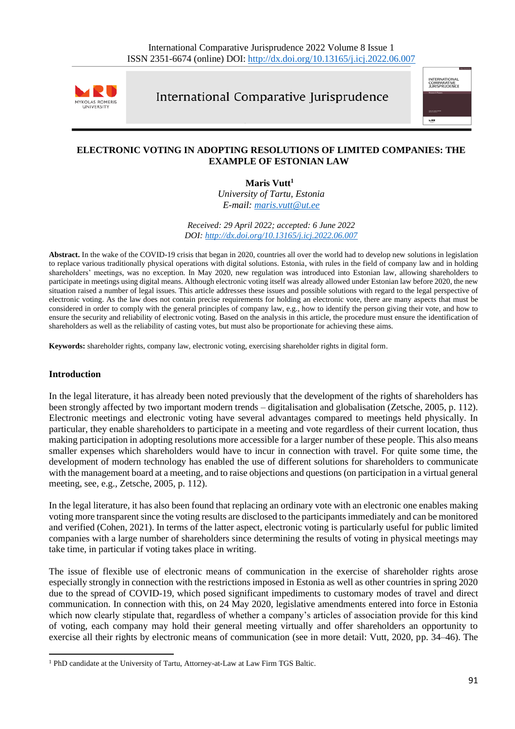# ELECTRONIC VOTING IN ADOPTING RESOLUTIONS OF LIMITED COMPANIES: THE EXAMPLE OF ESTONIAN LAW

**Maris Vutt**[1]
*University of Tartu, Estonia*
*E-mail: maris.vutt@ut.ee*

*Received: 29 April 2022; accepted: 6 June 2022*
*DOI: http://dx.doi.org/10.13165/j.icj.2022.06.007*

**Abstract.** In the wake of the COVID-19 crisis that began in 2020, countries all over the world had to develop new solutions in legislation to replace various traditionally physical operations with digital solutions. Estonia, with rules in the field of company law and in holding shareholders' meetings, was no exception. In May 2020, new regulation was introduced into Estonian law, allowing shareholders to participate in meetings using digital means. Although electronic voting itself was already allowed under Estonian law before 2020, the new situation raised a number of legal issues. This article addresses these issues and possible solutions with regard to the legal perspective of electronic voting. As the law does not contain precise requirements for holding an electronic vote, there are many aspects that must be considered in order to comply with the general principles of company law, e.g., how to identify the person giving their vote, and how to ensure the security and reliability of electronic voting. Based on the analysis in this article, the procedure must ensure the identification of shareholders as well as the reliability of casting votes, but must also be proportionate for achieving these aims.

**Keywords:** shareholder rights, company law, electronic voting, exercising shareholder rights in digital form.

## Introduction

In the legal literature, it has already been noted previously that the development of the rights of shareholders has been strongly affected by two important modern trends – digitalisation and globalisation (Zetsche, 2005, p. 112). Electronic meetings and electronic voting have several advantages compared to meetings held physically. In particular, they enable shareholders to participate in a meeting and vote regardless of their current location, thus making participation in adopting resolutions more accessible for a larger number of these people. This also means smaller expenses which shareholders would have to incur in connection with travel. For quite some time, the development of modern technology has enabled the use of different solutions for shareholders to communicate with the management board at a meeting, and to raise objections and questions (on participation in a virtual general meeting, see, e.g., Zetsche, 2005, p. 112).

In the legal literature, it has also been found that replacing an ordinary vote with an electronic one enables making voting more transparent since the voting results are disclosed to the participants immediately and can be monitored and verified (Cohen, 2021). In terms of the latter aspect, electronic voting is particularly useful for public limited companies with a large number of shareholders since determining the results of voting in physical meetings may take time, in particular if voting takes place in writing.

The issue of flexible use of electronic means of communication in the exercise of shareholder rights arose especially strongly in connection with the restrictions imposed in Estonia as well as other countries in spring 2020 due to the spread of COVID-19, which posed significant impediments to customary modes of travel and direct communication. In connection with this, on 24 May 2020, legislative amendments entered into force in Estonia which now clearly stipulate that, regardless of whether a company's articles of association provide for this kind of voting, each company may hold their general meeting virtually and offer shareholders an opportunity to exercise all their rights by electronic means of communication (see in more detail: Vutt, 2020, pp. 34–46). The

---

[1] PhD candidate at the University of Tartu, Attorney-at-Law at Law Firm TGS Baltic.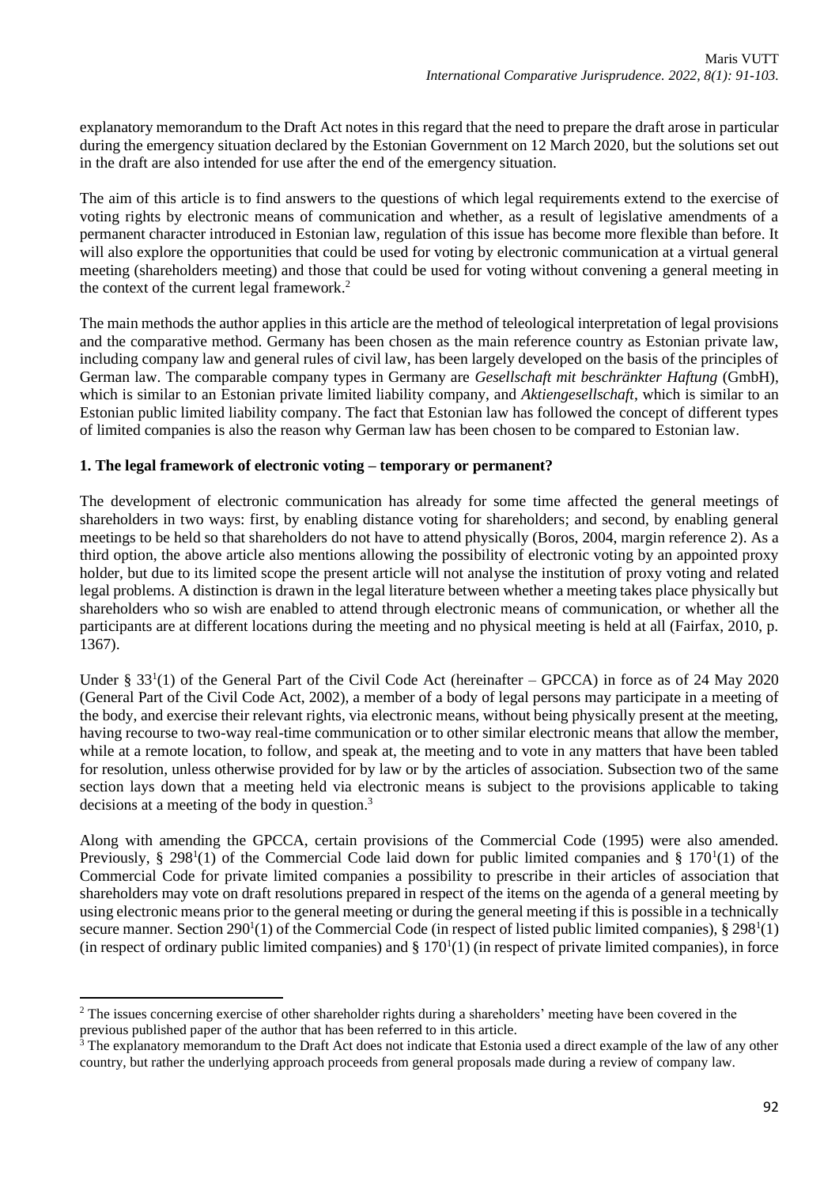explanatory memorandum to the Draft Act notes in this regard that the need to prepare the draft arose in particular during the emergency situation declared by the Estonian Government on 12 March 2020, but the solutions set out in the draft are also intended for use after the end of the emergency situation.

The aim of this article is to find answers to the questions of which legal requirements extend to the exercise of voting rights by electronic means of communication and whether, as a result of legislative amendments of a permanent character introduced in Estonian law, regulation of this issue has become more flexible than before. It will also explore the opportunities that could be used for voting by electronic communication at a virtual general meeting (shareholders meeting) and those that could be used for voting without convening a general meeting in the context of the current legal framework.[2]

The main methods the author applies in this article are the method of teleological interpretation of legal provisions and the comparative method. Germany has been chosen as the main reference country as Estonian private law, including company law and general rules of civil law, has been largely developed on the basis of the principles of German law. The comparable company types in Germany are *Gesellschaft mit beschränkter Haftung* (GmbH), which is similar to an Estonian private limited liability company, and *Aktiengesellschaft*, which is similar to an Estonian public limited liability company. The fact that Estonian law has followed the concept of different types of limited companies is also the reason why German law has been chosen to be compared to Estonian law.

## 1. The legal framework of electronic voting – temporary or permanent?

The development of electronic communication has already for some time affected the general meetings of shareholders in two ways: first, by enabling distance voting for shareholders; and second, by enabling general meetings to be held so that shareholders do not have to attend physically (Boros, 2004, margin reference 2). As a third option, the above article also mentions allowing the possibility of electronic voting by an appointed proxy holder, but due to its limited scope the present article will not analyse the institution of proxy voting and related legal problems. A distinction is drawn in the legal literature between whether a meeting takes place physically but shareholders who so wish are enabled to attend through electronic means of communication, or whether all the participants are at different locations during the meeting and no physical meeting is held at all (Fairfax, 2010, p. 1367).

Under § 33[1](1) of the General Part of the Civil Code Act (hereinafter – GPCCA) in force as of 24 May 2020 (General Part of the Civil Code Act, 2002), a member of a body of legal persons may participate in a meeting of the body, and exercise their relevant rights, via electronic means, without being physically present at the meeting, having recourse to two-way real-time communication or to other similar electronic means that allow the member, while at a remote location, to follow, and speak at, the meeting and to vote in any matters that have been tabled for resolution, unless otherwise provided for by law or by the articles of association. Subsection two of the same section lays down that a meeting held via electronic means is subject to the provisions applicable to taking decisions at a meeting of the body in question.[3]

Along with amending the GPCCA, certain provisions of the Commercial Code (1995) were also amended. Previously, § 298[1](1) of the Commercial Code laid down for public limited companies and § 170[1](1) of the Commercial Code for private limited companies a possibility to prescribe in their articles of association that shareholders may vote on draft resolutions prepared in respect of the items on the agenda of a general meeting by using electronic means prior to the general meeting or during the general meeting if this is possible in a technically secure manner. Section 290[1](1) of the Commercial Code (in respect of listed public limited companies), § 298[1](1) (in respect of ordinary public limited companies) and § 170[1](1) (in respect of private limited companies), in force

---

[2] The issues concerning exercise of other shareholder rights during a shareholders' meeting have been covered in the previous published paper of the author that has been referred to in this article.

[3] The explanatory memorandum to the Draft Act does not indicate that Estonia used a direct example of the law of any other country, but rather the underlying approach proceeds from general proposals made during a review of company law.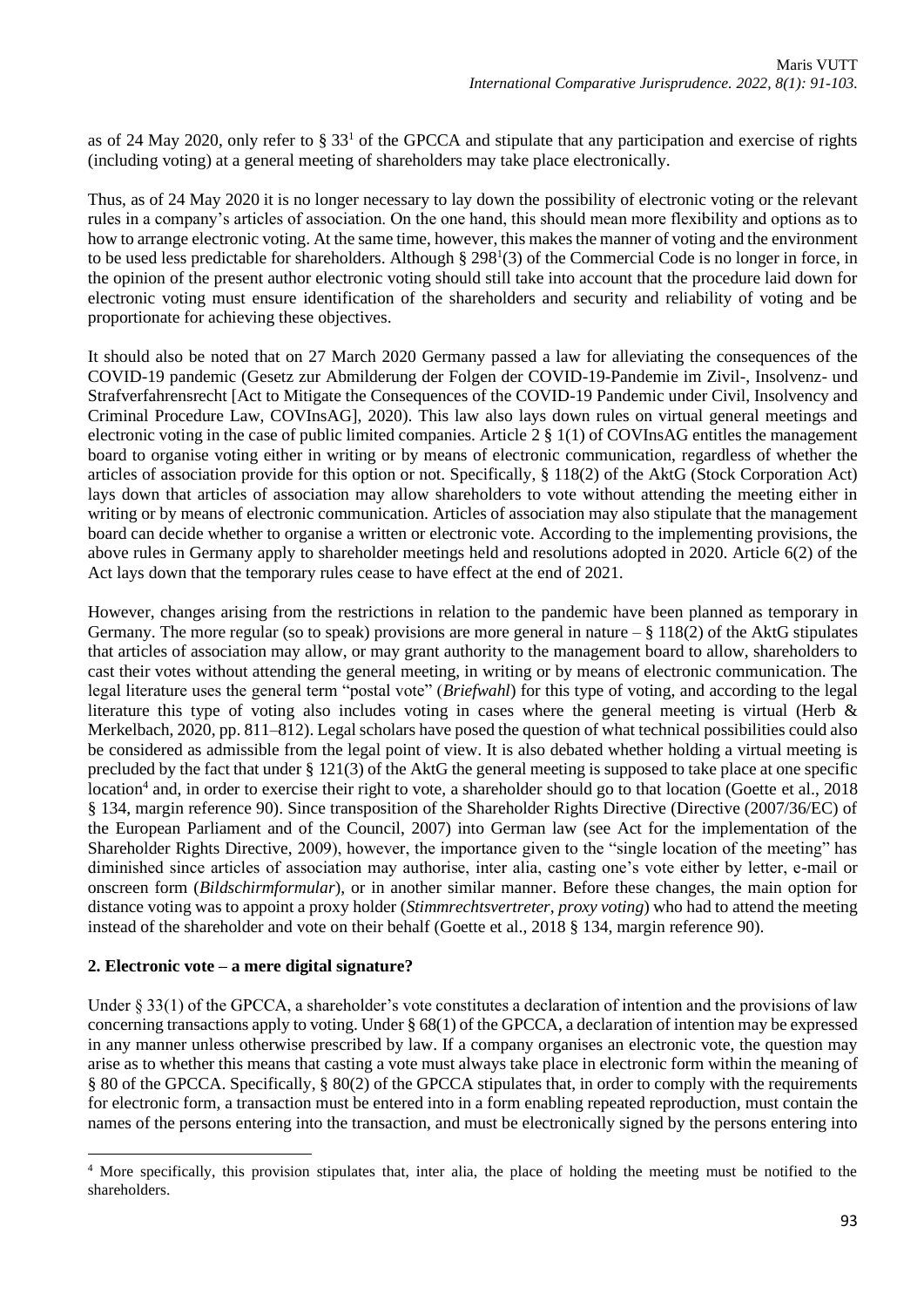as of 24 May 2020, only refer to § 33[1] of the GPCCA and stipulate that any participation and exercise of rights (including voting) at a general meeting of shareholders may take place electronically.

Thus, as of 24 May 2020 it is no longer necessary to lay down the possibility of electronic voting or the relevant rules in a company's articles of association. On the one hand, this should mean more flexibility and options as to how to arrange electronic voting. At the same time, however, this makes the manner of voting and the environment to be used less predictable for shareholders. Although § 298[1](3) of the Commercial Code is no longer in force, in the opinion of the present author electronic voting should still take into account that the procedure laid down for electronic voting must ensure identification of the shareholders and security and reliability of voting and be proportionate for achieving these objectives.

It should also be noted that on 27 March 2020 Germany passed a law for alleviating the consequences of the COVID-19 pandemic (Gesetz zur Abmilderung der Folgen der COVID-19-Pandemie im Zivil-, Insolvenz- und Strafverfahrensrecht [Act to Mitigate the Consequences of the COVID-19 Pandemic under Civil, Insolvency and Criminal Procedure Law, COVInsAG], 2020). This law also lays down rules on virtual general meetings and electronic voting in the case of public limited companies. Article 2 § 1(1) of COVInsAG entitles the management board to organise voting either in writing or by means of electronic communication, regardless of whether the articles of association provide for this option or not. Specifically, § 118(2) of the AktG (Stock Corporation Act) lays down that articles of association may allow shareholders to vote without attending the meeting either in writing or by means of electronic communication. Articles of association may also stipulate that the management board can decide whether to organise a written or electronic vote. According to the implementing provisions, the above rules in Germany apply to shareholder meetings held and resolutions adopted in 2020. Article 6(2) of the Act lays down that the temporary rules cease to have effect at the end of 2021.

However, changes arising from the restrictions in relation to the pandemic have been planned as temporary in Germany. The more regular (so to speak) provisions are more general in nature – § 118(2) of the AktG stipulates that articles of association may allow, or may grant authority to the management board to allow, shareholders to cast their votes without attending the general meeting, in writing or by means of electronic communication. The legal literature uses the general term "postal vote" (*Briefwahl*) for this type of voting, and according to the legal literature this type of voting also includes voting in cases where the general meeting is virtual (Herb & Merkelbach, 2020, pp. 811–812). Legal scholars have posed the question of what technical possibilities could also be considered as admissible from the legal point of view. It is also debated whether holding a virtual meeting is precluded by the fact that under § 121(3) of the AktG the general meeting is supposed to take place at one specific location[4] and, in order to exercise their right to vote, a shareholder should go to that location (Goette et al., 2018 § 134, margin reference 90). Since transposition of the Shareholder Rights Directive (Directive (2007/36/EC) of the European Parliament and of the Council, 2007) into German law (see Act for the implementation of the Shareholder Rights Directive, 2009), however, the importance given to the "single location of the meeting" has diminished since articles of association may authorise, inter alia, casting one's vote either by letter, e-mail or onscreen form (*Bildschirmformular*), or in another similar manner. Before these changes, the main option for distance voting was to appoint a proxy holder (*Stimmrechtsvertreter, proxy voting*) who had to attend the meeting instead of the shareholder and vote on their behalf (Goette et al., 2018 § 134, margin reference 90).

## 2. Electronic vote – a mere digital signature?

Under § 33(1) of the GPCCA, a shareholder's vote constitutes a declaration of intention and the provisions of law concerning transactions apply to voting. Under § 68(1) of the GPCCA, a declaration of intention may be expressed in any manner unless otherwise prescribed by law. If a company organises an electronic vote, the question may arise as to whether this means that casting a vote must always take place in electronic form within the meaning of § 80 of the GPCCA. Specifically, § 80(2) of the GPCCA stipulates that, in order to comply with the requirements for electronic form, a transaction must be entered into in a form enabling repeated reproduction, must contain the names of the persons entering into the transaction, and must be electronically signed by the persons entering into

[4] More specifically, this provision stipulates that, inter alia, the place of holding the meeting must be notified to the shareholders.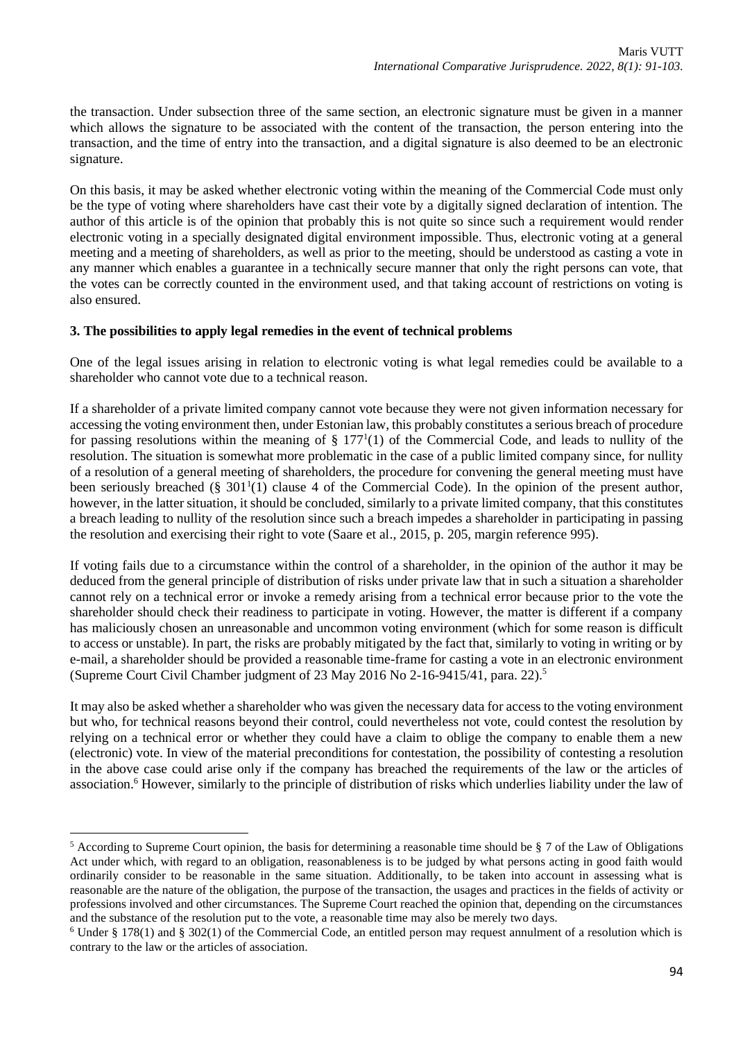the transaction. Under subsection three of the same section, an electronic signature must be given in a manner which allows the signature to be associated with the content of the transaction, the person entering into the transaction, and the time of entry into the transaction, and a digital signature is also deemed to be an electronic signature.

On this basis, it may be asked whether electronic voting within the meaning of the Commercial Code must only be the type of voting where shareholders have cast their vote by a digitally signed declaration of intention. The author of this article is of the opinion that probably this is not quite so since such a requirement would render electronic voting in a specially designated digital environment impossible. Thus, electronic voting at a general meeting and a meeting of shareholders, as well as prior to the meeting, should be understood as casting a vote in any manner which enables a guarantee in a technically secure manner that only the right persons can vote, that the votes can be correctly counted in the environment used, and that taking account of restrictions on voting is also ensured.

### 3. The possibilities to apply legal remedies in the event of technical problems

One of the legal issues arising in relation to electronic voting is what legal remedies could be available to a shareholder who cannot vote due to a technical reason.

If a shareholder of a private limited company cannot vote because they were not given information necessary for accessing the voting environment then, under Estonian law, this probably constitutes a serious breach of procedure for passing resolutions within the meaning of § 177[1](1) of the Commercial Code, and leads to nullity of the resolution. The situation is somewhat more problematic in the case of a public limited company since, for nullity of a resolution of a general meeting of shareholders, the procedure for convening the general meeting must have been seriously breached (§ 301[1](1) clause 4 of the Commercial Code). In the opinion of the present author, however, in the latter situation, it should be concluded, similarly to a private limited company, that this constitutes a breach leading to nullity of the resolution since such a breach impedes a shareholder in participating in passing the resolution and exercising their right to vote (Saare et al., 2015, p. 205, margin reference 995).

If voting fails due to a circumstance within the control of a shareholder, in the opinion of the author it may be deduced from the general principle of distribution of risks under private law that in such a situation a shareholder cannot rely on a technical error or invoke a remedy arising from a technical error because prior to the vote the shareholder should check their readiness to participate in voting. However, the matter is different if a company has maliciously chosen an unreasonable and uncommon voting environment (which for some reason is difficult to access or unstable). In part, the risks are probably mitigated by the fact that, similarly to voting in writing or by e-mail, a shareholder should be provided a reasonable time-frame for casting a vote in an electronic environment (Supreme Court Civil Chamber judgment of 23 May 2016 No 2-16-9415/41, para. 22).[5]

It may also be asked whether a shareholder who was given the necessary data for access to the voting environment but who, for technical reasons beyond their control, could nevertheless not vote, could contest the resolution by relying on a technical error or whether they could have a claim to oblige the company to enable them a new (electronic) vote. In view of the material preconditions for contestation, the possibility of contesting a resolution in the above case could arise only if the company has breached the requirements of the law or the articles of association.[6] However, similarly to the principle of distribution of risks which underlies liability under the law of

---

[5] According to Supreme Court opinion, the basis for determining a reasonable time should be § 7 of the Law of Obligations Act under which, with regard to an obligation, reasonableness is to be judged by what persons acting in good faith would ordinarily consider to be reasonable in the same situation. Additionally, to be taken into account in assessing what is reasonable are the nature of the obligation, the purpose of the transaction, the usages and practices in the fields of activity or professions involved and other circumstances. The Supreme Court reached the opinion that, depending on the circumstances and the substance of the resolution put to the vote, a reasonable time may also be merely two days.

[6] Under § 178(1) and § 302(1) of the Commercial Code, an entitled person may request annulment of a resolution which is contrary to the law or the articles of association.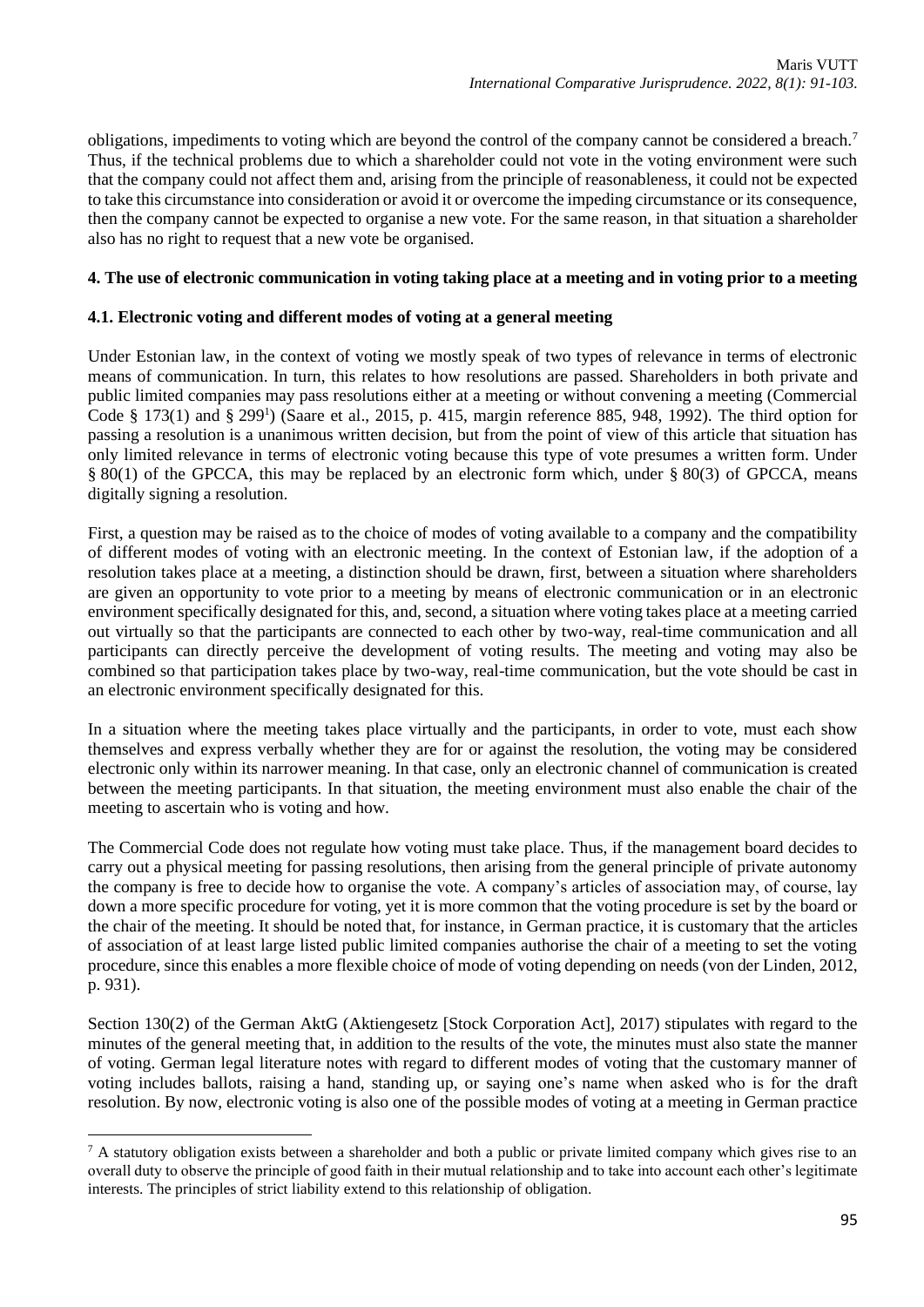obligations, impediments to voting which are beyond the control of the company cannot be considered a breach.[7] Thus, if the technical problems due to which a shareholder could not vote in the voting environment were such that the company could not affect them and, arising from the principle of reasonableness, it could not be expected to take this circumstance into consideration or avoid it or overcome the impeding circumstance or its consequence, then the company cannot be expected to organise a new vote. For the same reason, in that situation a shareholder also has no right to request that a new vote be organised.

## 4. The use of electronic communication in voting taking place at a meeting and in voting prior to a meeting

### 4.1. Electronic voting and different modes of voting at a general meeting

Under Estonian law, in the context of voting we mostly speak of two types of relevance in terms of electronic means of communication. In turn, this relates to how resolutions are passed. Shareholders in both private and public limited companies may pass resolutions either at a meeting or without convening a meeting (Commercial Code § 173(1) and § 299[1]) (Saare et al., 2015, p. 415, margin reference 885, 948, 1992). The third option for passing a resolution is a unanimous written decision, but from the point of view of this article that situation has only limited relevance in terms of electronic voting because this type of vote presumes a written form. Under § 80(1) of the GPCCA, this may be replaced by an electronic form which, under § 80(3) of GPCCA, means digitally signing a resolution.

First, a question may be raised as to the choice of modes of voting available to a company and the compatibility of different modes of voting with an electronic meeting. In the context of Estonian law, if the adoption of a resolution takes place at a meeting, a distinction should be drawn, first, between a situation where shareholders are given an opportunity to vote prior to a meeting by means of electronic communication or in an electronic environment specifically designated for this, and, second, a situation where voting takes place at a meeting carried out virtually so that the participants are connected to each other by two-way, real-time communication and all participants can directly perceive the development of voting results. The meeting and voting may also be combined so that participation takes place by two-way, real-time communication, but the vote should be cast in an electronic environment specifically designated for this.

In a situation where the meeting takes place virtually and the participants, in order to vote, must each show themselves and express verbally whether they are for or against the resolution, the voting may be considered electronic only within its narrower meaning. In that case, only an electronic channel of communication is created between the meeting participants. In that situation, the meeting environment must also enable the chair of the meeting to ascertain who is voting and how.

The Commercial Code does not regulate how voting must take place. Thus, if the management board decides to carry out a physical meeting for passing resolutions, then arising from the general principle of private autonomy the company is free to decide how to organise the vote. A company's articles of association may, of course, lay down a more specific procedure for voting, yet it is more common that the voting procedure is set by the board or the chair of the meeting. It should be noted that, for instance, in German practice, it is customary that the articles of association of at least large listed public limited companies authorise the chair of a meeting to set the voting procedure, since this enables a more flexible choice of mode of voting depending on needs (von der Linden, 2012, p. 931).

Section 130(2) of the German AktG (Aktiengesetz [Stock Corporation Act], 2017) stipulates with regard to the minutes of the general meeting that, in addition to the results of the vote, the minutes must also state the manner of voting. German legal literature notes with regard to different modes of voting that the customary manner of voting includes ballots, raising a hand, standing up, or saying one's name when asked who is for the draft resolution. By now, electronic voting is also one of the possible modes of voting at a meeting in German practice

[7] A statutory obligation exists between a shareholder and both a public or private limited company which gives rise to an overall duty to observe the principle of good faith in their mutual relationship and to take into account each other's legitimate interests. The principles of strict liability extend to this relationship of obligation.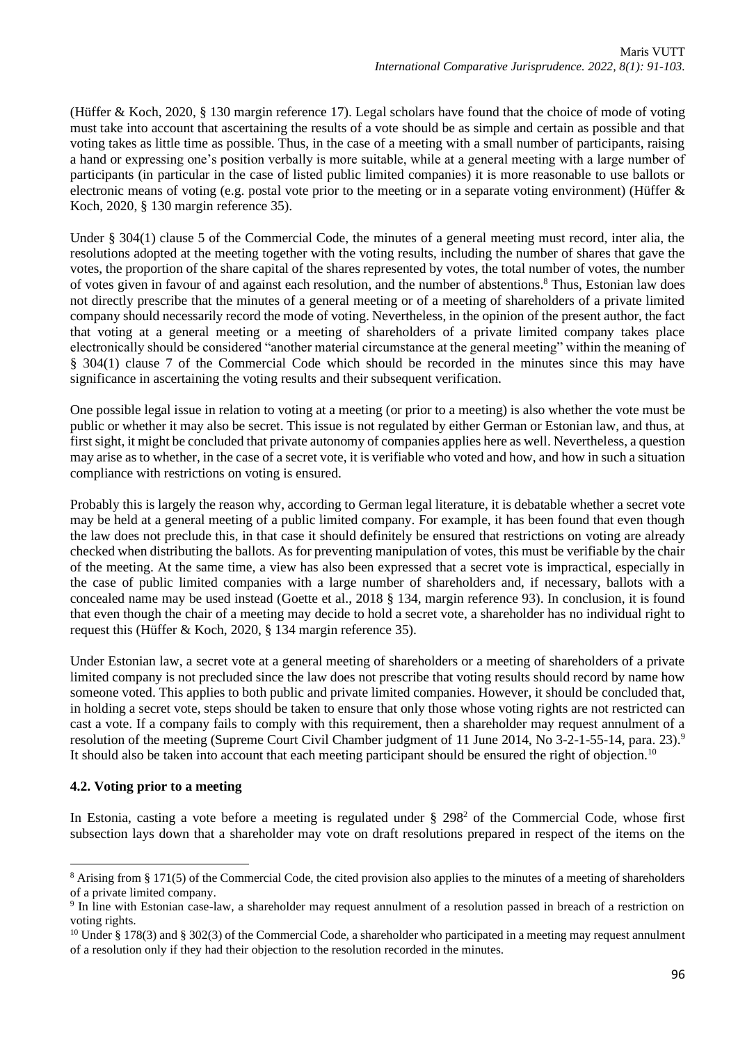(Hüffer & Koch, 2020, § 130 margin reference 17). Legal scholars have found that the choice of mode of voting must take into account that ascertaining the results of a vote should be as simple and certain as possible and that voting takes as little time as possible. Thus, in the case of a meeting with a small number of participants, raising a hand or expressing one's position verbally is more suitable, while at a general meeting with a large number of participants (in particular in the case of listed public limited companies) it is more reasonable to use ballots or electronic means of voting (e.g. postal vote prior to the meeting or in a separate voting environment) (Hüffer & Koch, 2020, § 130 margin reference 35).

Under § 304(1) clause 5 of the Commercial Code, the minutes of a general meeting must record, inter alia, the resolutions adopted at the meeting together with the voting results, including the number of shares that gave the votes, the proportion of the share capital of the shares represented by votes, the total number of votes, the number of votes given in favour of and against each resolution, and the number of abstentions.[8] Thus, Estonian law does not directly prescribe that the minutes of a general meeting or of a meeting of shareholders of a private limited company should necessarily record the mode of voting. Nevertheless, in the opinion of the present author, the fact that voting at a general meeting or a meeting of shareholders of a private limited company takes place electronically should be considered "another material circumstance at the general meeting" within the meaning of § 304(1) clause 7 of the Commercial Code which should be recorded in the minutes since this may have significance in ascertaining the voting results and their subsequent verification.

One possible legal issue in relation to voting at a meeting (or prior to a meeting) is also whether the vote must be public or whether it may also be secret. This issue is not regulated by either German or Estonian law, and thus, at first sight, it might be concluded that private autonomy of companies applies here as well. Nevertheless, a question may arise as to whether, in the case of a secret vote, it is verifiable who voted and how, and how in such a situation compliance with restrictions on voting is ensured.

Probably this is largely the reason why, according to German legal literature, it is debatable whether a secret vote may be held at a general meeting of a public limited company. For example, it has been found that even though the law does not preclude this, in that case it should definitely be ensured that restrictions on voting are already checked when distributing the ballots. As for preventing manipulation of votes, this must be verifiable by the chair of the meeting. At the same time, a view has also been expressed that a secret vote is impractical, especially in the case of public limited companies with a large number of shareholders and, if necessary, ballots with a concealed name may be used instead (Goette et al., 2018 § 134, margin reference 93). In conclusion, it is found that even though the chair of a meeting may decide to hold a secret vote, a shareholder has no individual right to request this (Hüffer & Koch, 2020, § 134 margin reference 35).

Under Estonian law, a secret vote at a general meeting of shareholders or a meeting of shareholders of a private limited company is not precluded since the law does not prescribe that voting results should record by name how someone voted. This applies to both public and private limited companies. However, it should be concluded that, in holding a secret vote, steps should be taken to ensure that only those whose voting rights are not restricted can cast a vote. If a company fails to comply with this requirement, then a shareholder may request annulment of a resolution of the meeting (Supreme Court Civil Chamber judgment of 11 June 2014, No 3-2-1-55-14, para. 23).[9] It should also be taken into account that each meeting participant should be ensured the right of objection.[10]

### 4.2. Voting prior to a meeting

In Estonia, casting a vote before a meeting is regulated under § 298[2] of the Commercial Code, whose first subsection lays down that a shareholder may vote on draft resolutions prepared in respect of the items on the

---

[8] Arising from § 171(5) of the Commercial Code, the cited provision also applies to the minutes of a meeting of shareholders of a private limited company.

[9] In line with Estonian case-law, a shareholder may request annulment of a resolution passed in breach of a restriction on voting rights.

[10] Under § 178(3) and § 302(3) of the Commercial Code, a shareholder who participated in a meeting may request annulment of a resolution only if they had their objection to the resolution recorded in the minutes.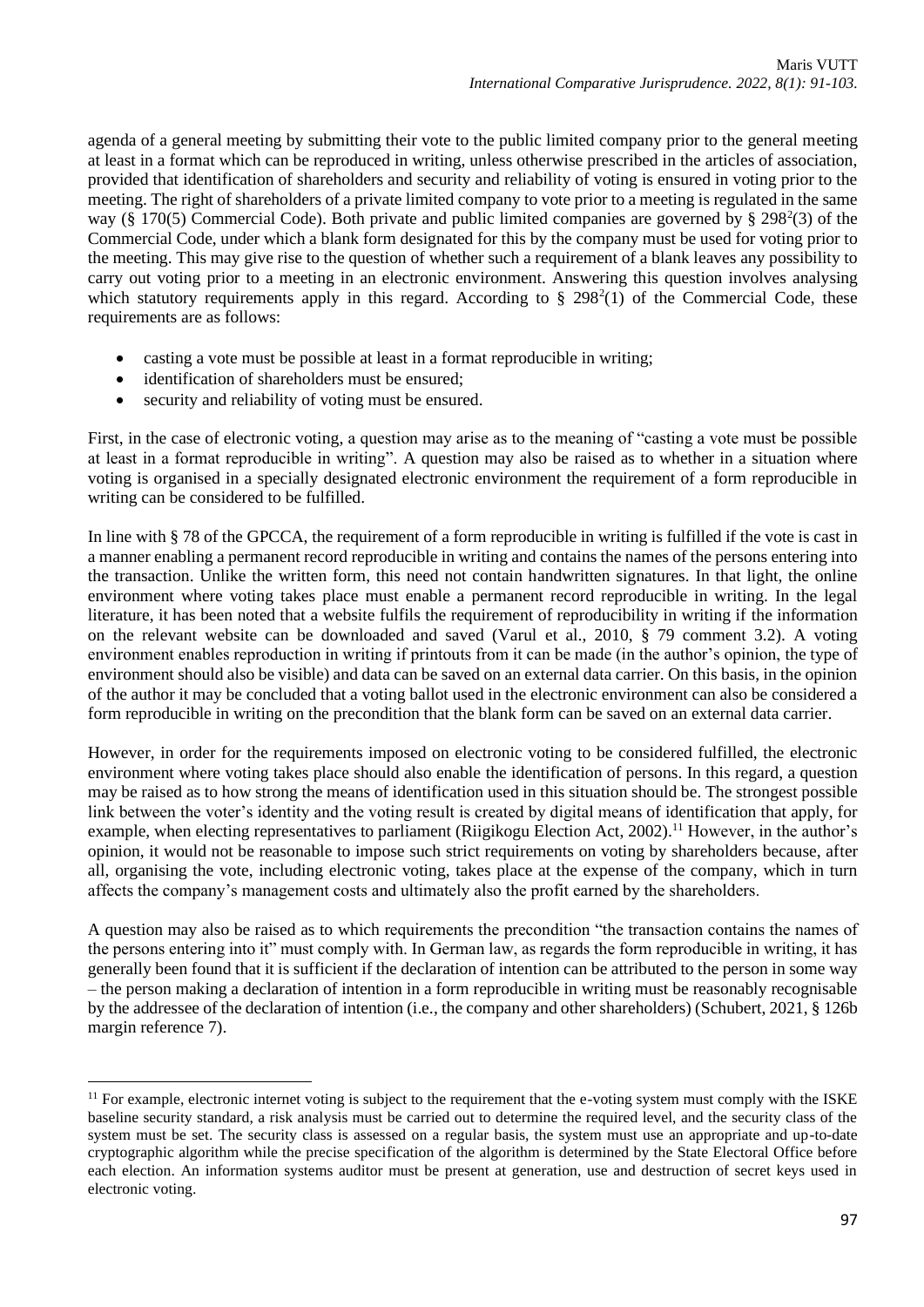agenda of a general meeting by submitting their vote to the public limited company prior to the general meeting at least in a format which can be reproduced in writing, unless otherwise prescribed in the articles of association, provided that identification of shareholders and security and reliability of voting is ensured in voting prior to the meeting. The right of shareholders of a private limited company to vote prior to a meeting is regulated in the same way (§ 170(5) Commercial Code). Both private and public limited companies are governed by § $298^2(3)$ of the Commercial Code, under which a blank form designated for this by the company must be used for voting prior to the meeting. This may give rise to the question of whether such a requirement of a blank leaves any possibility to carry out voting prior to a meeting in an electronic environment. Answering this question involves analysing which statutory requirements apply in this regard. According to § $298^2(1)$ of the Commercial Code, these requirements are as follows:

- casting a vote must be possible at least in a format reproducible in writing;
- identification of shareholders must be ensured;
- security and reliability of voting must be ensured.

First, in the case of electronic voting, a question may arise as to the meaning of "casting a vote must be possible at least in a format reproducible in writing". A question may also be raised as to whether in a situation where voting is organised in a specially designated electronic environment the requirement of a form reproducible in writing can be considered to be fulfilled.

In line with § 78 of the GPCCA, the requirement of a form reproducible in writing is fulfilled if the vote is cast in a manner enabling a permanent record reproducible in writing and contains the names of the persons entering into the transaction. Unlike the written form, this need not contain handwritten signatures. In that light, the online environment where voting takes place must enable a permanent record reproducible in writing. In the legal literature, it has been noted that a website fulfils the requirement of reproducibility in writing if the information on the relevant website can be downloaded and saved (Varul et al., 2010, § 79 comment 3.2). A voting environment enables reproduction in writing if printouts from it can be made (in the author's opinion, the type of environment should also be visible) and data can be saved on an external data carrier. On this basis, in the opinion of the author it may be concluded that a voting ballot used in the electronic environment can also be considered a form reproducible in writing on the precondition that the blank form can be saved on an external data carrier.

However, in order for the requirements imposed on electronic voting to be considered fulfilled, the electronic environment where voting takes place should also enable the identification of persons. In this regard, a question may be raised as to how strong the means of identification used in this situation should be. The strongest possible link between the voter's identity and the voting result is created by digital means of identification that apply, for example, when electing representatives to parliament (Riigikogu Election Act, 2002).[11] However, in the author's opinion, it would not be reasonable to impose such strict requirements on voting by shareholders because, after all, organising the vote, including electronic voting, takes place at the expense of the company, which in turn affects the company's management costs and ultimately also the profit earned by the shareholders.

A question may also be raised as to which requirements the precondition "the transaction contains the names of the persons entering into it" must comply with. In German law, as regards the form reproducible in writing, it has generally been found that it is sufficient if the declaration of intention can be attributed to the person in some way – the person making a declaration of intention in a form reproducible in writing must be reasonably recognisable by the addressee of the declaration of intention (i.e., the company and other shareholders) (Schubert, 2021, § 126b margin reference 7).

[11] For example, electronic internet voting is subject to the requirement that the e-voting system must comply with the ISKE baseline security standard, a risk analysis must be carried out to determine the required level, and the security class of the system must be set. The security class is assessed on a regular basis, the system must use an appropriate and up-to-date cryptographic algorithm while the precise specification of the algorithm is determined by the State Electoral Office before each election. An information systems auditor must be present at generation, use and destruction of secret keys used in electronic voting.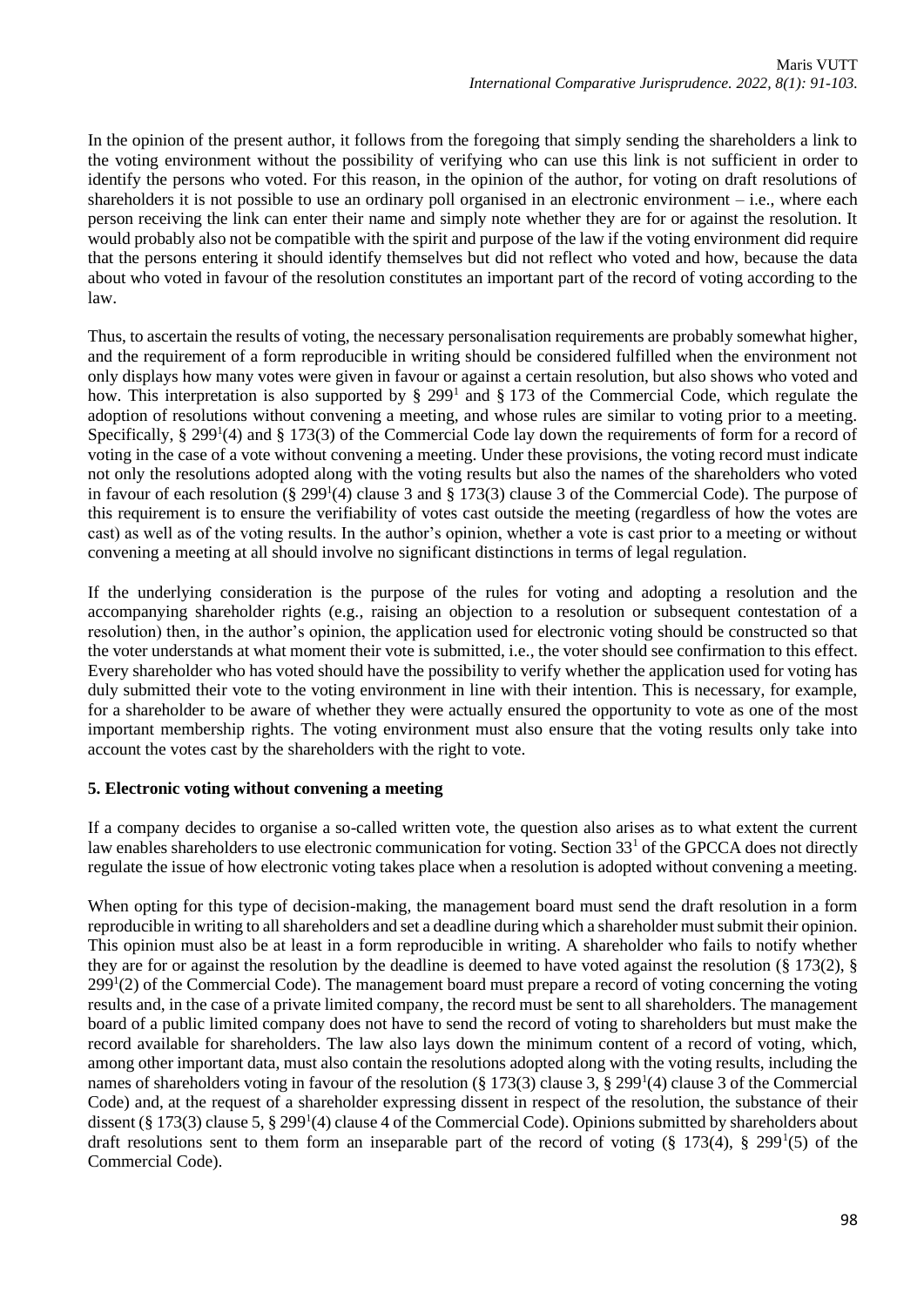In the opinion of the present author, it follows from the foregoing that simply sending the shareholders a link to the voting environment without the possibility of verifying who can use this link is not sufficient in order to identify the persons who voted. For this reason, in the opinion of the author, for voting on draft resolutions of shareholders it is not possible to use an ordinary poll organised in an electronic environment – i.e., where each person receiving the link can enter their name and simply note whether they are for or against the resolution. It would probably also not be compatible with the spirit and purpose of the law if the voting environment did require that the persons entering it should identify themselves but did not reflect who voted and how, because the data about who voted in favour of the resolution constitutes an important part of the record of voting according to the law.

Thus, to ascertain the results of voting, the necessary personalisation requirements are probably somewhat higher, and the requirement of a form reproducible in writing should be considered fulfilled when the environment not only displays how many votes were given in favour or against a certain resolution, but also shows who voted and how. This interpretation is also supported by § 299[1] and § 173 of the Commercial Code, which regulate the adoption of resolutions without convening a meeting, and whose rules are similar to voting prior to a meeting. Specifically, § 299[1](4) and § 173(3) of the Commercial Code lay down the requirements of form for a record of voting in the case of a vote without convening a meeting. Under these provisions, the voting record must indicate not only the resolutions adopted along with the voting results but also the names of the shareholders who voted in favour of each resolution (§ 299[1](4) clause 3 and § 173(3) clause 3 of the Commercial Code). The purpose of this requirement is to ensure the verifiability of votes cast outside the meeting (regardless of how the votes are cast) as well as of the voting results. In the author's opinion, whether a vote is cast prior to a meeting or without convening a meeting at all should involve no significant distinctions in terms of legal regulation.

If the underlying consideration is the purpose of the rules for voting and adopting a resolution and the accompanying shareholder rights (e.g., raising an objection to a resolution or subsequent contestation of a resolution) then, in the author's opinion, the application used for electronic voting should be constructed so that the voter understands at what moment their vote is submitted, i.e., the voter should see confirmation to this effect. Every shareholder who has voted should have the possibility to verify whether the application used for voting has duly submitted their vote to the voting environment in line with their intention. This is necessary, for example, for a shareholder to be aware of whether they were actually ensured the opportunity to vote as one of the most important membership rights. The voting environment must also ensure that the voting results only take into account the votes cast by the shareholders with the right to vote.

## 5. Electronic voting without convening a meeting

If a company decides to organise a so-called written vote, the question also arises as to what extent the current law enables shareholders to use electronic communication for voting. Section 33[1] of the GPCCA does not directly regulate the issue of how electronic voting takes place when a resolution is adopted without convening a meeting.

When opting for this type of decision-making, the management board must send the draft resolution in a form reproducible in writing to all shareholders and set a deadline during which a shareholder must submit their opinion. This opinion must also be at least in a form reproducible in writing. A shareholder who fails to notify whether they are for or against the resolution by the deadline is deemed to have voted against the resolution (§ 173(2), § 299[1](2) of the Commercial Code). The management board must prepare a record of voting concerning the voting results and, in the case of a private limited company, the record must be sent to all shareholders. The management board of a public limited company does not have to send the record of voting to shareholders but must make the record available for shareholders. The law also lays down the minimum content of a record of voting, which, among other important data, must also contain the resolutions adopted along with the voting results, including the names of shareholders voting in favour of the resolution (§ 173(3) clause 3, § 299[1](4) clause 3 of the Commercial Code) and, at the request of a shareholder expressing dissent in respect of the resolution, the substance of their dissent (§ 173(3) clause 5, § 299[1](4) clause 4 of the Commercial Code). Opinions submitted by shareholders about draft resolutions sent to them form an inseparable part of the record of voting (§ 173(4), § 299[1](5) of the Commercial Code).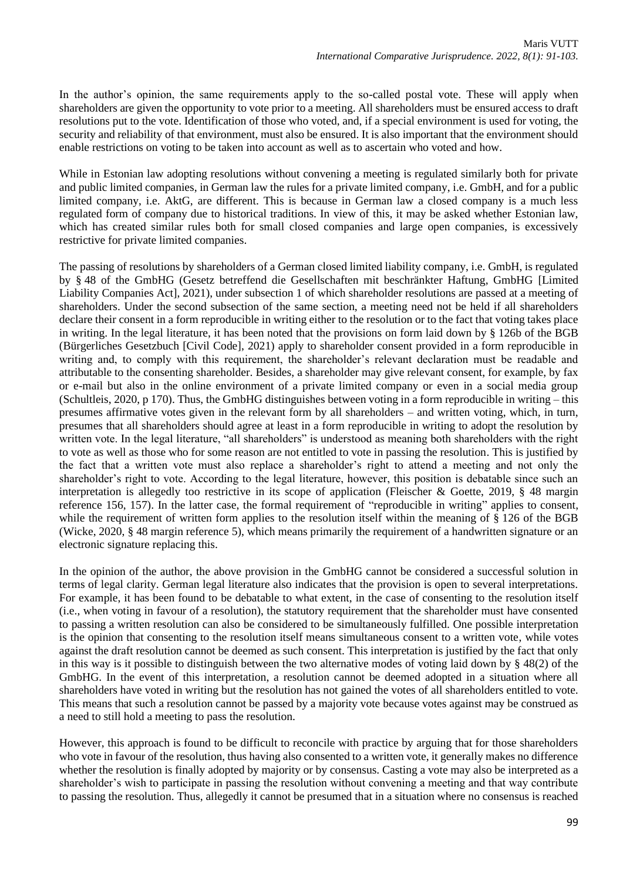In the author's opinion, the same requirements apply to the so-called postal vote. These will apply when shareholders are given the opportunity to vote prior to a meeting. All shareholders must be ensured access to draft resolutions put to the vote. Identification of those who voted, and, if a special environment is used for voting, the security and reliability of that environment, must also be ensured. It is also important that the environment should enable restrictions on voting to be taken into account as well as to ascertain who voted and how.

While in Estonian law adopting resolutions without convening a meeting is regulated similarly both for private and public limited companies, in German law the rules for a private limited company, i.e. GmbH, and for a public limited company, i.e. AktG, are different. This is because in German law a closed company is a much less regulated form of company due to historical traditions. In view of this, it may be asked whether Estonian law, which has created similar rules both for small closed companies and large open companies, is excessively restrictive for private limited companies.

The passing of resolutions by shareholders of a German closed limited liability company, i.e. GmbH, is regulated by § 48 of the GmbHG (Gesetz betreffend die Gesellschaften mit beschränkter Haftung, GmbHG [Limited Liability Companies Act], 2021), under subsection 1 of which shareholder resolutions are passed at a meeting of shareholders. Under the second subsection of the same section, a meeting need not be held if all shareholders declare their consent in a form reproducible in writing either to the resolution or to the fact that voting takes place in writing. In the legal literature, it has been noted that the provisions on form laid down by § 126b of the BGB (Bürgerliches Gesetzbuch [Civil Code], 2021) apply to shareholder consent provided in a form reproducible in writing and, to comply with this requirement, the shareholder's relevant declaration must be readable and attributable to the consenting shareholder. Besides, a shareholder may give relevant consent, for example, by fax or e-mail but also in the online environment of a private limited company or even in a social media group (Schultleis, 2020, p 170). Thus, the GmbHG distinguishes between voting in a form reproducible in writing – this presumes affirmative votes given in the relevant form by all shareholders – and written voting, which, in turn, presumes that all shareholders should agree at least in a form reproducible in writing to adopt the resolution by written vote. In the legal literature, "all shareholders" is understood as meaning both shareholders with the right to vote as well as those who for some reason are not entitled to vote in passing the resolution. This is justified by the fact that a written vote must also replace a shareholder's right to attend a meeting and not only the shareholder's right to vote. According to the legal literature, however, this position is debatable since such an interpretation is allegedly too restrictive in its scope of application (Fleischer & Goette, 2019, § 48 margin reference 156, 157). In the latter case, the formal requirement of "reproducible in writing" applies to consent, while the requirement of written form applies to the resolution itself within the meaning of § 126 of the BGB (Wicke, 2020, § 48 margin reference 5), which means primarily the requirement of a handwritten signature or an electronic signature replacing this.

In the opinion of the author, the above provision in the GmbHG cannot be considered a successful solution in terms of legal clarity. German legal literature also indicates that the provision is open to several interpretations. For example, it has been found to be debatable to what extent, in the case of consenting to the resolution itself (i.e., when voting in favour of a resolution), the statutory requirement that the shareholder must have consented to passing a written resolution can also be considered to be simultaneously fulfilled. One possible interpretation is the opinion that consenting to the resolution itself means simultaneous consent to a written vote, while votes against the draft resolution cannot be deemed as such consent. This interpretation is justified by the fact that only in this way is it possible to distinguish between the two alternative modes of voting laid down by § 48(2) of the GmbHG. In the event of this interpretation, a resolution cannot be deemed adopted in a situation where all shareholders have voted in writing but the resolution has not gained the votes of all shareholders entitled to vote. This means that such a resolution cannot be passed by a majority vote because votes against may be construed as a need to still hold a meeting to pass the resolution.

However, this approach is found to be difficult to reconcile with practice by arguing that for those shareholders who vote in favour of the resolution, thus having also consented to a written vote, it generally makes no difference whether the resolution is finally adopted by majority or by consensus. Casting a vote may also be interpreted as a shareholder's wish to participate in passing the resolution without convening a meeting and that way contribute to passing the resolution. Thus, allegedly it cannot be presumed that in a situation where no consensus is reached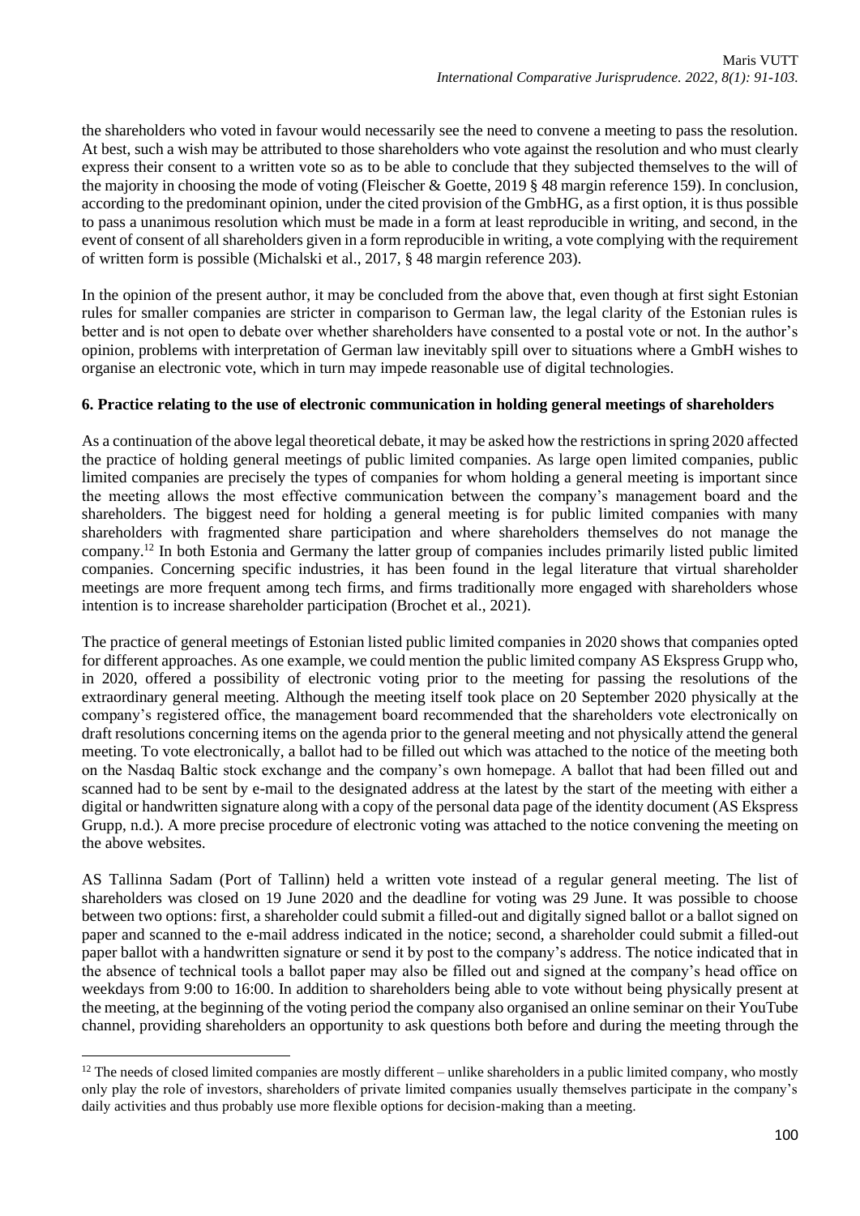the shareholders who voted in favour would necessarily see the need to convene a meeting to pass the resolution. At best, such a wish may be attributed to those shareholders who vote against the resolution and who must clearly express their consent to a written vote so as to be able to conclude that they subjected themselves to the will of the majority in choosing the mode of voting (Fleischer & Goette, 2019 § 48 margin reference 159). In conclusion, according to the predominant opinion, under the cited provision of the GmbHG, as a first option, it is thus possible to pass a unanimous resolution which must be made in a form at least reproducible in writing, and second, in the event of consent of all shareholders given in a form reproducible in writing, a vote complying with the requirement of written form is possible (Michalski et al., 2017, § 48 margin reference 203).

In the opinion of the present author, it may be concluded from the above that, even though at first sight Estonian rules for smaller companies are stricter in comparison to German law, the legal clarity of the Estonian rules is better and is not open to debate over whether shareholders have consented to a postal vote or not. In the author's opinion, problems with interpretation of German law inevitably spill over to situations where a GmbH wishes to organise an electronic vote, which in turn may impede reasonable use of digital technologies.

## 6. Practice relating to the use of electronic communication in holding general meetings of shareholders

As a continuation of the above legal theoretical debate, it may be asked how the restrictions in spring 2020 affected the practice of holding general meetings of public limited companies. As large open limited companies, public limited companies are precisely the types of companies for whom holding a general meeting is important since the meeting allows the most effective communication between the company's management board and the shareholders. The biggest need for holding a general meeting is for public limited companies with many shareholders with fragmented share participation and where shareholders themselves do not manage the company.[12] In both Estonia and Germany the latter group of companies includes primarily listed public limited companies. Concerning specific industries, it has been found in the legal literature that virtual shareholder meetings are more frequent among tech firms, and firms traditionally more engaged with shareholders whose intention is to increase shareholder participation (Brochet et al., 2021).

The practice of general meetings of Estonian listed public limited companies in 2020 shows that companies opted for different approaches. As one example, we could mention the public limited company AS Ekspress Grupp who, in 2020, offered a possibility of electronic voting prior to the meeting for passing the resolutions of the extraordinary general meeting. Although the meeting itself took place on 20 September 2020 physically at the company's registered office, the management board recommended that the shareholders vote electronically on draft resolutions concerning items on the agenda prior to the general meeting and not physically attend the general meeting. To vote electronically, a ballot had to be filled out which was attached to the notice of the meeting both on the Nasdaq Baltic stock exchange and the company's own homepage. A ballot that had been filled out and scanned had to be sent by e-mail to the designated address at the latest by the start of the meeting with either a digital or handwritten signature along with a copy of the personal data page of the identity document (AS Ekspress Grupp, n.d.). A more precise procedure of electronic voting was attached to the notice convening the meeting on the above websites.

AS Tallinna Sadam (Port of Tallinn) held a written vote instead of a regular general meeting. The list of shareholders was closed on 19 June 2020 and the deadline for voting was 29 June. It was possible to choose between two options: first, a shareholder could submit a filled-out and digitally signed ballot or a ballot signed on paper and scanned to the e-mail address indicated in the notice; second, a shareholder could submit a filled-out paper ballot with a handwritten signature or send it by post to the company's address. The notice indicated that in the absence of technical tools a ballot paper may also be filled out and signed at the company's head office on weekdays from 9:00 to 16:00. In addition to shareholders being able to vote without being physically present at the meeting, at the beginning of the voting period the company also organised an online seminar on their YouTube channel, providing shareholders an opportunity to ask questions both before and during the meeting through the

[12] The needs of closed limited companies are mostly different – unlike shareholders in a public limited company, who mostly only play the role of investors, shareholders of private limited companies usually themselves participate in the company's daily activities and thus probably use more flexible options for decision-making than a meeting.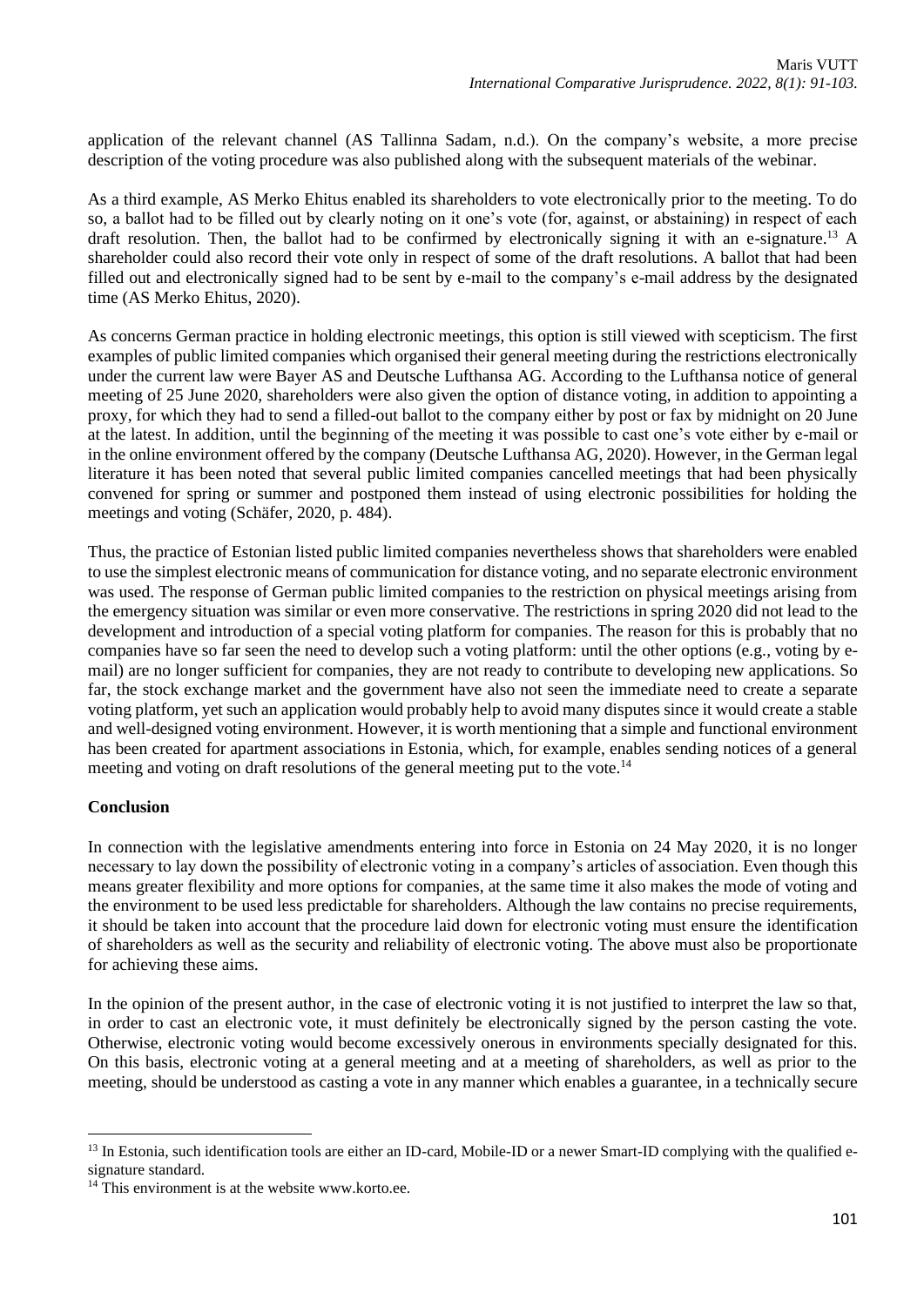application of the relevant channel (AS Tallinna Sadam, n.d.). On the company's website, a more precise description of the voting procedure was also published along with the subsequent materials of the webinar.

As a third example, AS Merko Ehitus enabled its shareholders to vote electronically prior to the meeting. To do so, a ballot had to be filled out by clearly noting on it one's vote (for, against, or abstaining) in respect of each draft resolution. Then, the ballot had to be confirmed by electronically signing it with an e-signature.[13] A shareholder could also record their vote only in respect of some of the draft resolutions. A ballot that had been filled out and electronically signed had to be sent by e-mail to the company's e-mail address by the designated time (AS Merko Ehitus, 2020).

As concerns German practice in holding electronic meetings, this option is still viewed with scepticism. The first examples of public limited companies which organised their general meeting during the restrictions electronically under the current law were Bayer AS and Deutsche Lufthansa AG. According to the Lufthansa notice of general meeting of 25 June 2020, shareholders were also given the option of distance voting, in addition to appointing a proxy, for which they had to send a filled-out ballot to the company either by post or fax by midnight on 20 June at the latest. In addition, until the beginning of the meeting it was possible to cast one's vote either by e-mail or in the online environment offered by the company (Deutsche Lufthansa AG, 2020). However, in the German legal literature it has been noted that several public limited companies cancelled meetings that had been physically convened for spring or summer and postponed them instead of using electronic possibilities for holding the meetings and voting (Schäfer, 2020, p. 484).

Thus, the practice of Estonian listed public limited companies nevertheless shows that shareholders were enabled to use the simplest electronic means of communication for distance voting, and no separate electronic environment was used. The response of German public limited companies to the restriction on physical meetings arising from the emergency situation was similar or even more conservative. The restrictions in spring 2020 did not lead to the development and introduction of a special voting platform for companies. The reason for this is probably that no companies have so far seen the need to develop such a voting platform: until the other options (e.g., voting by e-mail) are no longer sufficient for companies, they are not ready to contribute to developing new applications. So far, the stock exchange market and the government have also not seen the immediate need to create a separate voting platform, yet such an application would probably help to avoid many disputes since it would create a stable and well-designed voting environment. However, it is worth mentioning that a simple and functional environment has been created for apartment associations in Estonia, which, for example, enables sending notices of a general meeting and voting on draft resolutions of the general meeting put to the vote.[14]

**Conclusion**

In connection with the legislative amendments entering into force in Estonia on 24 May 2020, it is no longer necessary to lay down the possibility of electronic voting in a company's articles of association. Even though this means greater flexibility and more options for companies, at the same time it also makes the mode of voting and the environment to be used less predictable for shareholders. Although the law contains no precise requirements, it should be taken into account that the procedure laid down for electronic voting must ensure the identification of shareholders as well as the security and reliability of electronic voting. The above must also be proportionate for achieving these aims.

In the opinion of the present author, in the case of electronic voting it is not justified to interpret the law so that, in order to cast an electronic vote, it must definitely be electronically signed by the person casting the vote. Otherwise, electronic voting would become excessively onerous in environments specially designated for this. On this basis, electronic voting at a general meeting and at a meeting of shareholders, as well as prior to the meeting, should be understood as casting a vote in any manner which enables a guarantee, in a technically secure

---

[13] In Estonia, such identification tools are either an ID-card, Mobile-ID or a newer Smart-ID complying with the qualified e-signature standard.

[14] This environment is at the website www.korto.ee.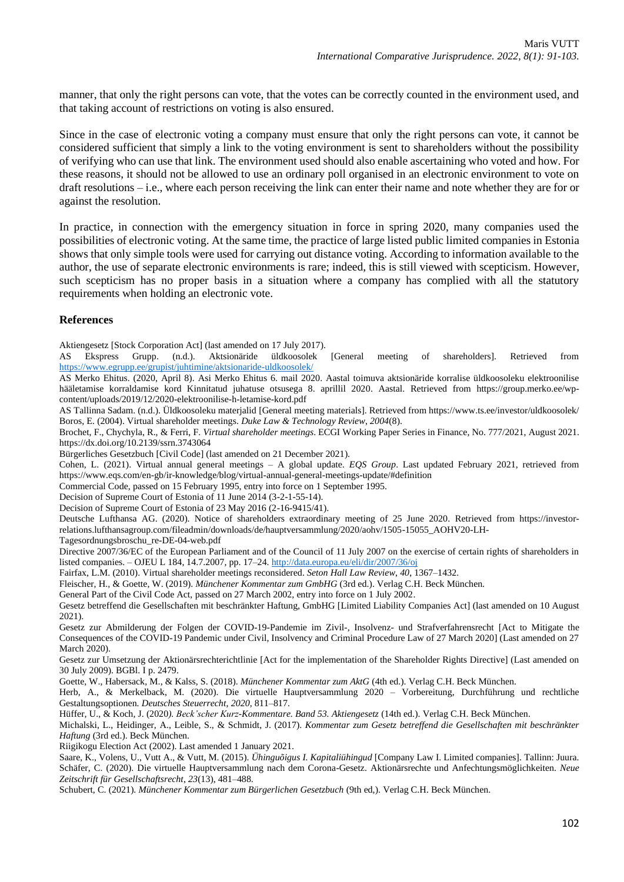manner, that only the right persons can vote, that the votes can be correctly counted in the environment used, and that taking account of restrictions on voting is also ensured.

Since in the case of electronic voting a company must ensure that only the right persons can vote, it cannot be considered sufficient that simply a link to the voting environment is sent to shareholders without the possibility of verifying who can use that link. The environment used should also enable ascertaining who voted and how. For these reasons, it should not be allowed to use an ordinary poll organised in an electronic environment to vote on draft resolutions – i.e., where each person receiving the link can enter their name and note whether they are for or against the resolution.

In practice, in connection with the emergency situation in force in spring 2020, many companies used the possibilities of electronic voting. At the same time, the practice of large listed public limited companies in Estonia shows that only simple tools were used for carrying out distance voting. According to information available to the author, the use of separate electronic environments is rare; indeed, this is still viewed with scepticism. However, such scepticism has no proper basis in a situation where a company has complied with all the statutory requirements when holding an electronic vote.

## References

Aktiengesetz [Stock Corporation Act] (last amended on 17 July 2017).

AS Ekspress Grupp. (n.d.). Aktsionäride üldkoosolek [General meeting of shareholders]. Retrieved from https://www.egrupp.ee/grupist/juhtimine/aktsionaride-uldkoosolek/

AS Merko Ehitus. (2020, April 8). Asi Merko Ehitus 6. mail 2020. Aastal toimuva aktsionäride korralise üldkoosoleku elektroonilise hääletamise korraldamise kord Kinnitatud juhatuse otsusega 8. aprillil 2020. Aastal. Retrieved from https://group.merko.ee/wp-content/uploads/2019/12/2020-elektroonilise-h-letamise-kord.pdf

AS Tallinna Sadam. (n.d.). Üldkoosoleku materjalid [General meeting materials]. Retrieved from https://www.ts.ee/investor/uldkoosolek/

Boros, E. (2004). Virtual shareholder meetings. *Duke Law & Technology Review*, *2004*(8).

Brochet, F., Chychyla, R., & Ferri, F. *Virtual shareholder meetings*. ECGI Working Paper Series in Finance, No. 777/2021, August 2021. https://dx.doi.org/10.2139/ssrn.3743064

Bürgerliches Gesetzbuch [Civil Code] (last amended on 21 December 2021).

Cohen, L. (2021). Virtual annual general meetings – A global update. *EQS Group*. Last updated February 2021, retrieved from https://www.eqs.com/en-gb/ir-knowledge/blog/virtual-annual-general-meetings-update/#definition

Commercial Code, passed on 15 February 1995, entry into force on 1 September 1995.

Decision of Supreme Court of Estonia of 11 June 2014 (3-2-1-55-14).

Decision of Supreme Court of Estonia of 23 May 2016 (2-16-9415/41).

Deutsche Lufthansa AG. (2020). Notice of shareholders extraordinary meeting of 25 June 2020. Retrieved from https://investor-relations.lufthansagroup.com/fileadmin/downloads/de/hauptversammlung/2020/aohv/1505-15055_AOHV20-LH-Tagesordnungsbroschu_re-DE-04-web.pdf

Directive 2007/36/EC of the European Parliament and of the Council of 11 July 2007 on the exercise of certain rights of shareholders in listed companies. – OJEU L 184, 14.7.2007, pp. 17–24. http://data.europa.eu/eli/dir/2007/36/oj

Fairfax, L.M. (2010). Virtual shareholder meetings reconsidered. *Seton Hall Law Review*, *40*, 1367–1432.

Fleischer, H., & Goette, W. (2019). *Münchener Kommentar zum GmbHG* (3rd ed.). Verlag C.H. Beck München.

General Part of the Civil Code Act, passed on 27 March 2002, entry into force on 1 July 2002.

Gesetz betreffend die Gesellschaften mit beschränkter Haftung, GmbHG [Limited Liability Companies Act] (last amended on 10 August 2021).

Gesetz zur Abmilderung der Folgen der COVID-19-Pandemie im Zivil-, Insolvenz- und Strafverfahrensrecht [Act to Mitigate the Consequences of the COVID-19 Pandemic under Civil, Insolvency and Criminal Procedure Law of 27 March 2020] (Last amended on 27 March 2020).

Gesetz zur Umsetzung der Aktionärsrechterichtlinie [Act for the implementation of the Shareholder Rights Directive] (Last amended on 30 July 2009). BGBl. I p. 2479.

Goette, W., Habersack, M., & Kalss, S. (2018). *Münchener Kommentar zum AktG* (4th ed.). Verlag C.H. Beck München.

Herb, A., & Merkelback, M. (2020). Die virtuelle Hauptversammlung 2020 – Vorbereitung, Durchführung und rechtliche Gestaltungsoptionen. *Deutsches Steuerrecht*, *2020*, 811–817.

Hüffer, U., & Koch, J. (2020*). Beck'scher Kurz-Kommentare. Band 53. Aktiengesetz* (14th ed.). Verlag C.H. Beck München.

Michalski, L., Heidinger, A., Leible, S., & Schmidt, J. (2017). *Kommentar zum Gesetz betreffend die Gesellschaften mit beschränkter Haftung* (3rd ed.). Beck München.

Riigikogu Election Act (2002). Last amended 1 January 2021.

Saare, K., Volens, U., Vutt A., & Vutt, M. (2015). *Ühinguõigus I. Kapitaliühingud* [Company Law I. Limited companies]. Tallinn: Juura.

Schäfer, C. (2020). Die virtuelle Hauptversammlung nach dem Corona-Gesetz. Aktionärsrechte und Anfechtungsmöglichkeiten. *Neue Zeitschrift für Gesellschaftsrecht*, *23*(13), 481–488.

Schubert, C. (2021). *Münchener Kommentar zum Bürgerlichen Gesetzbuch* (9th ed,). Verlag C.H. Beck München.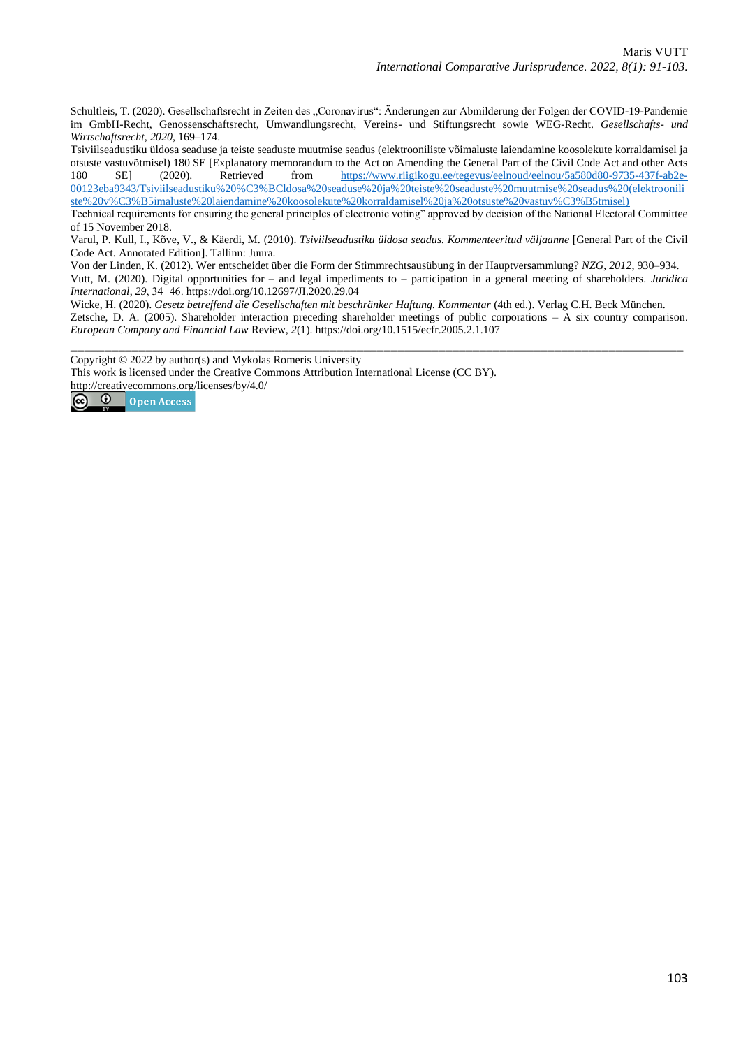Schultleis, T. (2020). Gesellschaftsrecht in Zeiten des „Coronavirus": Änderungen zur Abmilderung der Folgen der COVID-19-Pandemie im GmbH-Recht, Genossenschaftsrecht, Umwandlungsrecht, Vereins- und Stiftungsrecht sowie WEG-Recht. *Gesellschafts- und Wirtschaftsrecht*, *2020*, 169–174.

Tsiviilseadustiku üldosa seaduse ja teiste seaduste muutmise seadus (elektrooniliste võimaluste laiendamine koosolekute korraldamisel ja otsuste vastuvõtmisel) 180 SE [Explanatory memorandum to the Act on Amending the General Part of the Civil Code Act and other Acts 180 SE] (2020). Retrieved from https://www.riigikogu.ee/tegevus/eelnoud/eelnou/5a580d80-9735-437f-ab2e-00123eba9343/Tsiviilseadustiku%20%C3%BCldosa%20seaduse%20ja%20teiste%20seaduste%20muutmise%20seadus%20(elektrooniliste%20v%C3%B5imaluste%20laiendamine%20koosolekute%20korraldamisel%20ja%20otsuste%20vastuv%C3%B5tmisel)

Technical requirements for ensuring the general principles of electronic voting" approved by decision of the National Electoral Committee of 15 November 2018.

Varul, P. Kull, I., Kõve, V., & Käerdi, M. (2010). *Tsiviilseadustiku üldosa seadus. Kommenteeritud väljaanne* [General Part of the Civil Code Act. Annotated Edition]. Tallinn: Juura.

Von der Linden, K. (2012). Wer entscheidet über die Form der Stimmrechtsausübung in der Hauptversammlung? *NZG*, *2012*, 930–934.

Vutt, M. (2020). Digital opportunities for – and legal impediments to – participation in a general meeting of shareholders. *Juridica International*, *29*, 34−46. https://doi.org/10.12697/JI.2020.29.04

Wicke, H. (2020). *Gesetz betreffend die Gesellschaften mit beschränker Haftung. Kommentar* (4th ed.). Verlag C.H. Beck München.

Zetsche, D. A. (2005). Shareholder interaction preceding shareholder meetings of public corporations – A six country comparison. *European Company and Financial Law* Review, *2*(1). https://doi.org/10.1515/ecfr.2005.2.1.107

---

Copyright © 2022 by author(s) and Mykolas Romeris University

This work is licensed under the Creative Commons Attribution International License (CC BY).

http://creativecommons.org/licenses/by/4.0/

Open Access